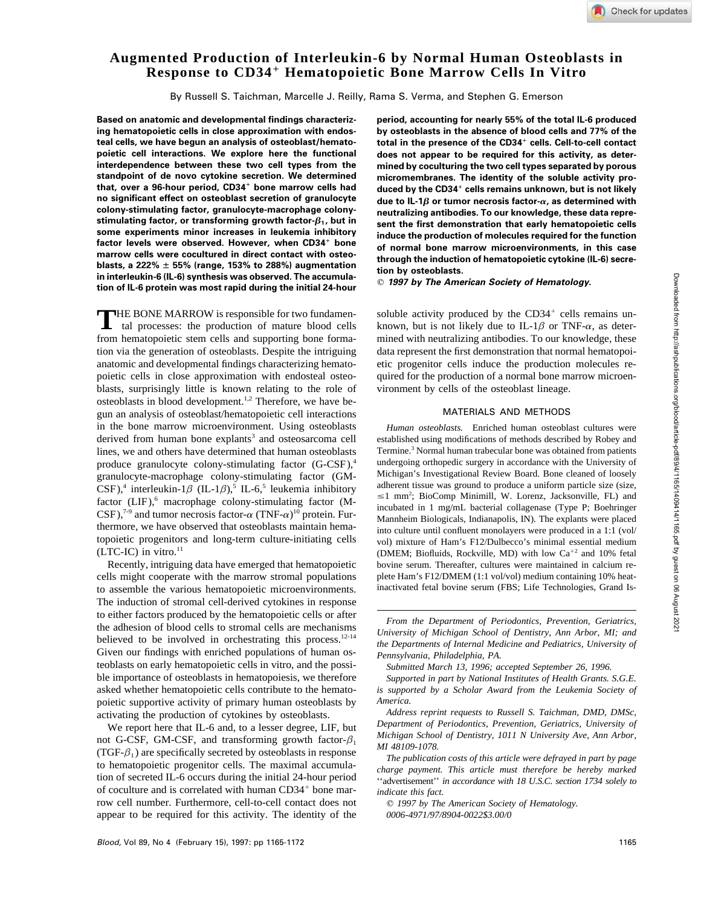# Augmented Production of Interleukin-6 by Normal Human Osteoblasts in Response to CD34$^+$ Hematopoietic Bone Marrow Cells In Vitro

By Russell S. Taichman, Marcelle J. Reilly, Rama S. Verma, and Stephen G. Emerson

**Based on anatomic and developmental findings characterizing hematopoietic cells in close approximation with endosteal cells, we have begun an analysis of osteoblast/hematopoietic cell interactions. We explore here the functional interdependence between these two cell types from the standpoint of de novo cytokine secretion. We determined that, over a 96-hour period, CD34$^+$ bone marrow cells had no significant effect on osteoblast secretion of granulocyte colony-stimulating factor, granulocyte-macrophage colony-stimulating factor, or transforming growth factor-$\beta_1$, but in some experiments minor increases in leukemia inhibitory factor levels were observed. However, when CD34$^+$ bone marrow cells were cocultured in direct contact with osteoblasts, a 222% ± 55% (range, 153% to 288%) augmentation in interleukin-6 (IL-6) synthesis was observed. The accumulation of IL-6 protein was most rapid during the initial 24-hour period, accounting for nearly 55% of the total IL-6 produced by osteoblasts in the absence of blood cells and 77% of the total in the presence of the CD34$^+$ cells. Cell-to-cell contact does not appear to be required for this activity, as determined by coculturing the two cell types separated by porous micromembranes. The identity of the soluble activity produced by the CD34$^+$ cells remains unknown, but is not likely due to IL-1$\beta$ or tumor necrosis factor-$\alpha$, as determined with neutralizing antibodies. To our knowledge, these data represent the first demonstration that early hematopoietic cells induce the production of molecules required for the function of normal bone marrow microenvironments, in this case through the induction of hematopoietic cytokine (IL-6) secretion by osteoblasts.**

***© 1997 by The American Society of Hematology.***

THE BONE MARROW is responsible for two fundamental processes: the production of mature blood cells from hematopoietic stem cells and supporting bone formation via the generation of osteoblasts. Despite the intriguing anatomic and developmental findings characterizing hematopoietic cells in close approximation with endosteal osteoblasts, surprisingly little is known relating to the role of osteoblasts in blood development.[1,2] Therefore, we have begun an analysis of osteoblast/hematopoietic cell interactions in the bone marrow microenvironment. Using osteoblasts derived from human bone explants[3] and osteosarcoma cell lines, we and others have determined that human osteoblasts produce granulocyte colony-stimulating factor (G-CSF),[4] granulocyte-macrophage colony-stimulating factor (GM-CSF),[4] interleukin-1$\beta$ (IL-1$\beta$),[5] IL-6,[5] leukemia inhibitory factor (LIF),[6] macrophage colony-stimulating factor (M-CSF),[7-9] and tumor necrosis factor-$\alpha$ (TNF-$\alpha$)[10] protein. Furthermore, we have observed that osteoblasts maintain hematopoietic progenitors and long-term culture-initiating cells (LTC-IC) in vitro.[11]

Recently, intriguing data have emerged that hematopoietic cells might cooperate with the marrow stromal populations to assemble the various hematopoietic microenvironments. The induction of stromal cell-derived cytokines in response to either factors produced by the hematopoietic cells or after the adhesion of blood cells to stromal cells are mechanisms believed to be involved in orchestrating this process.[12-14] Given our findings with enriched populations of human osteoblasts on early hematopoietic cells in vitro, and the possible importance of osteoblasts in hematopoiesis, we therefore asked whether hematopoietic cells contribute to the hematopoietic supportive activity of primary human osteoblasts by activating the production of cytokines by osteoblasts.

We report here that IL-6 and, to a lesser degree, LIF, but not G-CSF, GM-CSF, and transforming growth factor-$\beta_1$ (TGF-$\beta_1$) are specifically secreted by osteoblasts in response to hematopoietic progenitor cells. The maximal accumulation of secreted IL-6 occurs during the initial 24-hour period of coculture and is correlated with human CD34$^+$ bone marrow cell number. Furthermore, cell-to-cell contact does not appear to be required for this activity. The identity of the soluble activity produced by the CD34$^+$ cells remains unknown, but is not likely due to IL-1$\beta$ or TNF-$\alpha$, as determined with neutralizing antibodies. To our knowledge, these data represent the first demonstration that normal hematopoietic progenitor cells induce the production molecules required for the production of a normal bone marrow microenvironment by cells of the osteoblast lineage.

## MATERIALS AND METHODS

*Human osteoblasts.* Enriched human osteoblast cultures were established using modifications of methods described by Robey and Termine.[3] Normal human trabecular bone was obtained from patients undergoing orthopedic surgery in accordance with the University of Michigan's Investigational Review Board. Bone cleaned of loosely adherent tissue was ground to produce a uniform particle size (size, ≤1 mm$^2$; BioComp Minimill, W. Lorenz, Jacksonville, FL) and incubated in 1 mg/mL bacterial collagenase (Type P; Boehringer Mannheim Biologicals, Indianapolis, IN). The explants were placed into culture until confluent monolayers were produced in a 1:1 (vol/vol) mixture of Ham's F12/Dulbecco's minimal essential medium (DMEM; Biofluids, Rockville, MD) with low $Ca^{+2}$ and 10% fetal bovine serum. Thereafter, cultures were maintained in calcium replete Ham's F12/DMEM (1:1 vol/vol) medium containing 10% heat-inactivated fetal bovine serum (FBS; Life Technologies, Grand Is-

*From the Department of Periodontics, Prevention, Geriatrics, University of Michigan School of Dentistry, Ann Arbor, MI; and the Departments of Internal Medicine and Pediatrics, University of Pennsylvania, Philadelphia, PA.*

*Submitted March 13, 1996; accepted September 26, 1996.*

*Supported in part by National Institutes of Health Grants. S.G.E. is supported by a Scholar Award from the Leukemia Society of America.*

*Address reprint requests to Russell S. Taichman, DMD, DMSc, Department of Periodontics, Prevention, Geriatrics, University of Michigan School of Dentistry, 1011 N University Ave, Ann Arbor, MI 48109-1078.*

*The publication costs of this article were defrayed in part by page charge payment. This article must therefore be hereby marked ''advertisement'' in accordance with 18 U.S.C. section 1734 solely to indicate this fact.*

*© 1997 by The American Society of Hematology.*

*0006-4971/97/8904-0022$3.00/0*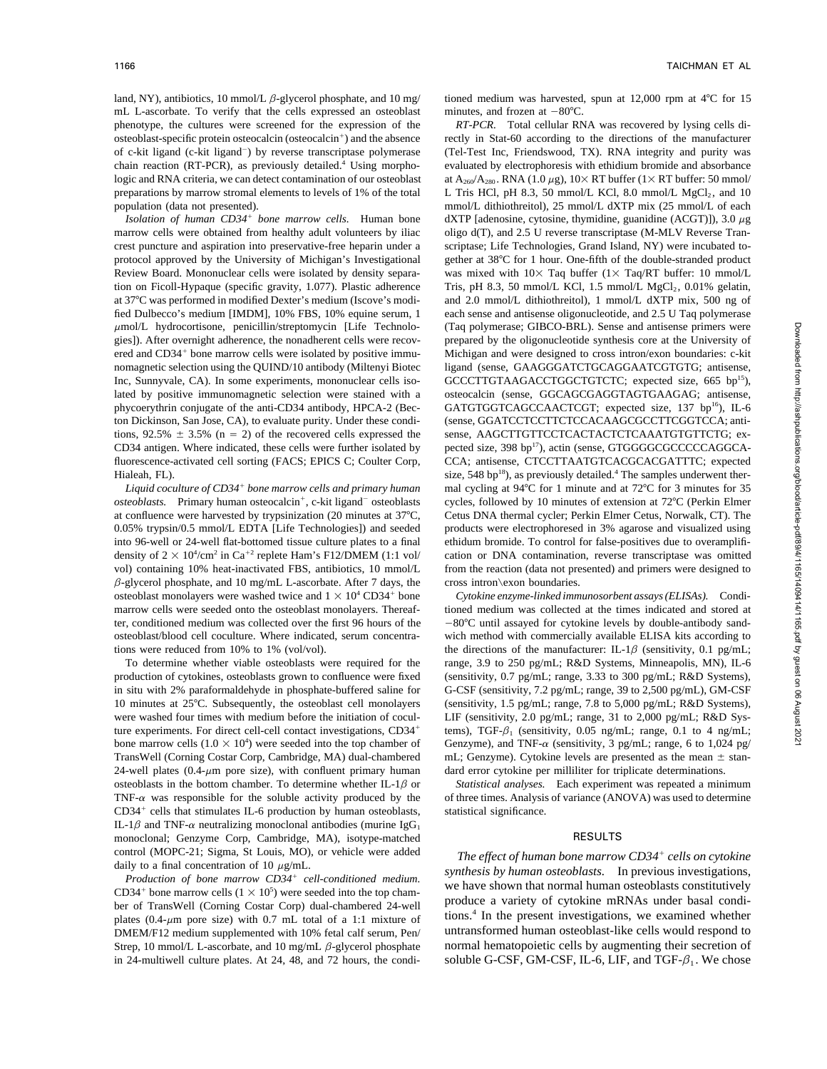land, NY), antibiotics, 10 mmol/L β-glycerol phosphate, and 10 mg/mL L-ascorbate. To verify that the cells expressed an osteoblast phenotype, the cultures were screened for the expression of the osteoblast-specific protein osteocalcin (osteocalcin$^+$) and the absence of c-kit ligand (c-kit ligand$^-$) by reverse transcriptase polymerase chain reaction (RT-PCR), as previously detailed.[4] Using morphologic and RNA criteria, we can detect contamination of our osteoblast preparations by marrow stromal elements to levels of 1% of the total population (data not presented).

*Isolation of human CD34$^+$ bone marrow cells.* Human bone marrow cells were obtained from healthy adult volunteers by iliac crest puncture and aspiration into preservative-free heparin under a protocol approved by the University of Michigan's Investigational Review Board. Mononuclear cells were isolated by density separation on Ficoll-Hypaque (specific gravity, 1.077). Plastic adherence at 37°C was performed in modified Dexter's medium (Iscove's modified Dulbecco's medium [IMDM], 10% FBS, 10% equine serum, 1 μmol/L hydrocortisone, penicillin/streptomycin [Life Technologies]). After overnight adherence, the nonadherent cells were recovered and CD34$^+$ bone marrow cells were isolated by positive immunomagnetic selection using the QUIND/10 antibody (Miltenyi Biotec Inc, Sunnyvale, CA). In some experiments, mononuclear cells isolated by positive immunomagnetic selection were stained with a phycoerythrin conjugate of the anti-CD34 antibody, HPCA-2 (Becton Dickinson, San Jose, CA), to evaluate purity. Under these conditions, 92.5% ± 3.5% (n = 2) of the recovered cells expressed the CD34 antigen. Where indicated, these cells were further isolated by fluorescence-activated cell sorting (FACS; EPICS C; Coulter Corp, Hialeah, FL).

*Liquid coculture of CD34$^+$ bone marrow cells and primary human osteoblasts.* Primary human osteocalcin$^+$, c-kit ligand$^-$ osteoblasts at confluence were harvested by trypsinization (20 minutes at 37°C, 0.05% trypsin/0.5 mmol/L EDTA [Life Technologies]) and seeded into 96-well or 24-well flat-bottomed tissue culture plates to a final density of $2 \times 10^4$/cm$^2$ in $Ca^{+2}$ replete Ham's F12/DMEM (1:1 vol/vol) containing 10% heat-inactivated FBS, antibiotics, 10 mmol/L β-glycerol phosphate, and 10 mg/mL L-ascorbate. After 7 days, the osteoblast monolayers were washed twice and $1 \times 10^4$ CD34$^+$ bone marrow cells were seeded onto the osteoblast monolayers. Thereafter, conditioned medium was collected over the first 96 hours of the osteoblast/blood cell coculture. Where indicated, serum concentrations were reduced from 10% to 1% (vol/vol).

To determine whether viable osteoblasts were required for the production of cytokines, osteoblasts grown to confluence were fixed in situ with 2% paraformaldehyde in phosphate-buffered saline for 10 minutes at 25°C. Subsequently, the osteoblast cell monolayers were washed four times with medium before the initiation of coculture experiments. For direct cell-cell contact investigations, CD34$^+$ bone marrow cells ($1.0 \times 10^4$) were seeded into the top chamber of TransWell (Corning Costar Corp, Cambridge, MA) dual-chambered 24-well plates (0.4-μm pore size), with confluent primary human osteoblasts in the bottom chamber. To determine whether IL-1β or TNF-α was responsible for the soluble activity produced by the CD34$^+$ cells that stimulates IL-6 production by human osteoblasts, IL-1β and TNF-α neutralizing monoclonal antibodies (murine $IgG_1$ monoclonal; Genzyme Corp, Cambridge, MA), isotype-matched control (MOPC-21; Sigma, St Louis, MO), or vehicle were added daily to a final concentration of 10 μg/mL.

*Production of bone marrow CD34$^+$ cell-conditioned medium.* CD34$^+$ bone marrow cells ($1 \times 10^5$) were seeded into the top chamber of TransWell (Corning Costar Corp) dual-chambered 24-well plates (0.4-μm pore size) with 0.7 mL total of a 1:1 mixture of DMEM/F12 medium supplemented with 10% fetal calf serum, Pen/Strep, 10 mmol/L L-ascorbate, and 10 mg/mL β-glycerol phosphate in 24-multiwell culture plates. At 24, 48, and 72 hours, the conditioned medium was harvested, spun at 12,000 rpm at 4°C for 15 minutes, and frozen at −80°C.

*RT-PCR.* Total cellular RNA was recovered by lysing cells directly in Stat-60 according to the directions of the manufacturer (Tel-Test Inc, Friendswood, TX). RNA integrity and purity was evaluated by electrophoresis with ethidium bromide and absorbance at $A_{260}/A_{280}$. RNA (1.0 μg), 10× RT buffer (1× RT buffer: 50 mmol/L Tris HCl, pH 8.3, 50 mmol/L KCl, 8.0 mmol/L $MgCl_2$, and 10 mmol/L dithiothreitol), 25 mmol/L dXTP mix (25 mmol/L of each dXTP [adenosine, cytosine, thymidine, guanidine (ACGT)]), 3.0 μg oligo d(T), and 2.5 U reverse transcriptase (M-MLV Reverse Transcriptase; Life Technologies, Grand Island, NY) were incubated together at 38°C for 1 hour. One-fifth of the double-stranded product was mixed with 10× Taq buffer (1× Taq/RT buffer: 10 mmol/L Tris, pH 8.3, 50 mmol/L KCl, 1.5 mmol/L $MgCl_2$, 0.01% gelatin, and 2.0 mmol/L dithiothreitol), 1 mmol/L dXTP mix, 500 ng of each sense and antisense oligonucleotide, and 2.5 U Taq polymerase (Taq polymerase; GIBCO-BRL). Sense and antisense primers were prepared by the oligonucleotide synthesis core at the University of Michigan and were designed to cross intron/exon boundaries: c-kit ligand (sense, GAAGGGATCTGCAGGAATCGTGTG; antisense, GCCCTTGTAAGACCTGGCTGTCTC; expected size, 665 bp[15]), osteocalcin (sense, GGCAGCGAGGTAGTGAAGAG; antisense, GATGTGGTCAGCCAACTCGT; expected size, 137 bp[16]), IL-6 (sense, GGATCCTCCTTCTCCACAAGCGCCTTCGGTCCA; antisense, AAGCTTGTTCCTCACTACTCTCAAATGTGTTCTG; expected size, 398 bp[17]), actin (sense, GTGGGGCGCCCCCAGGCACCA; antisense, CTCCTTAATGTCACGCACGATTTC; expected size, 548 bp[18]), as previously detailed.[4] The samples underwent thermal cycling at 94°C for 1 minute and at 72°C for 3 minutes for 35 cycles, followed by 10 minutes of extension at 72°C (Perkin Elmer Cetus DNA thermal cycler; Perkin Elmer Cetus, Norwalk, CT). The products were electrophoresed in 3% agarose and visualized using ethidium bromide. To control for false-positives due to overamplification or DNA contamination, reverse transcriptase was omitted from the reaction (data not presented) and primers were designed to cross intron\exon boundaries.

*Cytokine enzyme-linked immunosorbent assays (ELISAs).* Conditioned medium was collected at the times indicated and stored at −80°C until assayed for cytokine levels by double-antibody sandwich method with commercially available ELISA kits according to the directions of the manufacturer: IL-1β (sensitivity, 0.1 pg/mL; range, 3.9 to 250 pg/mL; R&D Systems, Minneapolis, MN), IL-6 (sensitivity, 0.7 pg/mL; range, 3.33 to 300 pg/mL; R&D Systems), G-CSF (sensitivity, 7.2 pg/mL; range, 39 to 2,500 pg/mL), GM-CSF (sensitivity, 1.5 pg/mL; range, 7.8 to 5,000 pg/mL; R&D Systems), LIF (sensitivity, 2.0 pg/mL; range, 31 to 2,000 pg/mL; R&D Systems), TGF-$\beta_1$ (sensitivity, 0.05 ng/mL; range, 0.1 to 4 ng/mL; Genzyme), and TNF-α (sensitivity, 3 pg/mL; range, 6 to 1,024 pg/mL; Genzyme). Cytokine levels are presented as the mean ± standard error cytokine per milliliter for triplicate determinations.

*Statistical analyses.* Each experiment was repeated a minimum of three times. Analysis of variance (ANOVA) was used to determine statistical significance.

## RESULTS

*The effect of human bone marrow CD34$^+$ cells on cytokine synthesis by human osteoblasts.* In previous investigations, we have shown that normal human osteoblasts constitutively produce a variety of cytokine mRNAs under basal conditions.[4] In the present investigations, we examined whether untransformed human osteoblast-like cells would respond to normal hematopoietic cells by augmenting their secretion of soluble G-CSF, GM-CSF, IL-6, LIF, and TGF-$\beta_1$. We chose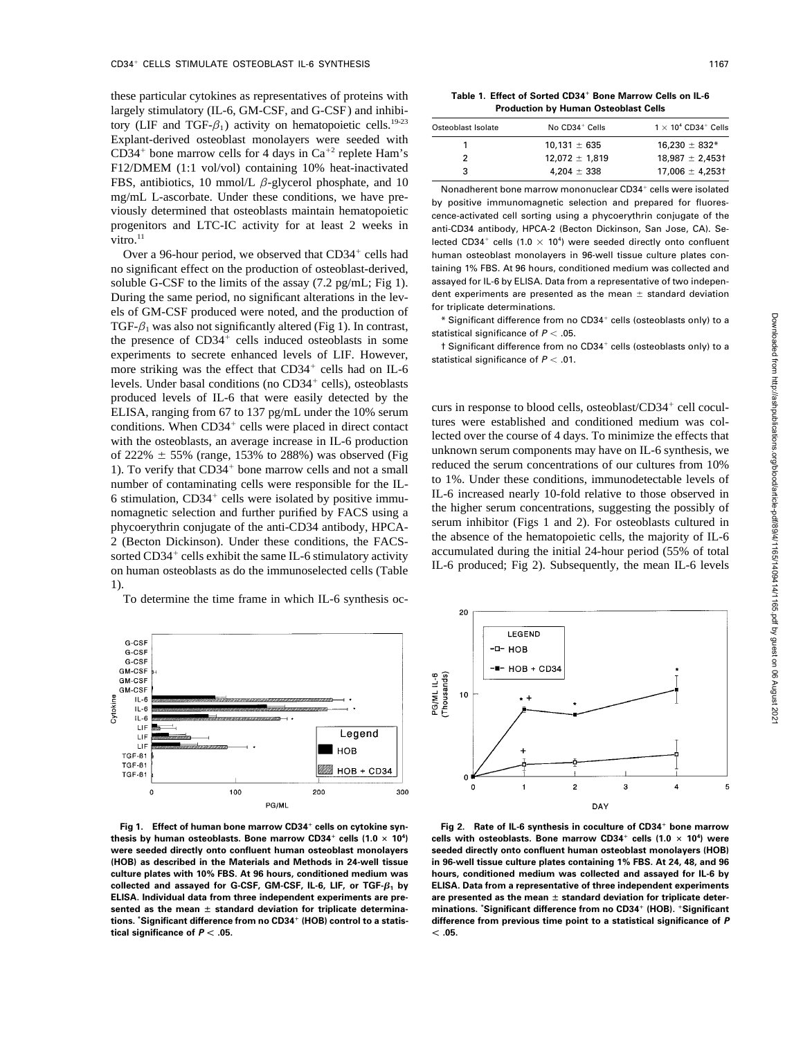these particular cytokines as representatives of proteins with largely stimulatory (IL-6, GM-CSF, and G-CSF) and inhibitory (LIF and TGF-$\beta_1$) activity on hematopoietic cells.[19-23] Explant-derived osteoblast monolayers were seeded with CD34$^+$ bone marrow cells for 4 days in Ca$^{+2}$ replete Ham's F12/DMEM (1:1 vol/vol) containing 10% heat-inactivated FBS, antibiotics, 10 mmol/L $\beta$-glycerol phosphate, and 10 mg/mL L-ascorbate. Under these conditions, we have previously determined that osteoblasts maintain hematopoietic progenitors and LTC-IC activity for at least 2 weeks in vitro.[11]

Over a 96-hour period, we observed that CD34$^+$ cells had no significant effect on the production of osteoblast-derived, soluble G-CSF to the limits of the assay (7.2 pg/mL; Fig 1). During the same period, no significant alterations in the levels of GM-CSF produced were noted, and the production of TGF-$\beta_1$ was also not significantly altered (Fig 1). In contrast, the presence of CD34$^+$ cells induced osteoblasts in some experiments to secrete enhanced levels of LIF. However, more striking was the effect that CD34$^+$ cells had on IL-6 levels. Under basal conditions (no CD34$^+$ cells), osteoblasts produced levels of IL-6 that were easily detected by the ELISA, ranging from 67 to 137 pg/mL under the 10% serum conditions. When CD34$^+$ cells were placed in direct contact with the osteoblasts, an average increase in IL-6 production of 222% ± 55% (range, 153% to 288%) was observed (Fig 1). To verify that CD34$^+$ bone marrow cells and not a small number of contaminating cells were responsible for the IL-6 stimulation, CD34$^+$ cells were isolated by positive immunomagnetic selection and further purified by FACS using a phycoerythrin conjugate of the anti-CD34 antibody, HPCA-2 (Becton Dickinson). Under these conditions, the FACS-sorted CD34$^+$ cells exhibit the same IL-6 stimulatory activity on human osteoblasts as do the immunoselected cells (Table 1).

To determine the time frame in which IL-6 synthesis occurs in response to blood cells, osteoblast/CD34$^+$ cell cocultures were established and conditioned medium was collected over the course of 4 days. To minimize the effects that unknown serum components may have on IL-6 synthesis, we reduced the serum concentrations of our cultures from 10% to 1%. Under these conditions, immunodetectable levels of IL-6 increased nearly 10-fold relative to those observed in the higher serum concentrations, suggesting the possibly of serum inhibitor (Figs 1 and 2). For osteoblasts cultured in the absence of the hematopoietic cells, the majority of IL-6 accumulated during the initial 24-hour period (55% of total IL-6 produced; Fig 2). Subsequently, the mean IL-6 levels

**Table 1. Effect of Sorted CD34$^+$ Bone Marrow Cells on IL-6 Production by Human Osteoblast Cells**

| Osteoblast Isolate | No CD34$^+$ Cells | $1 \times 10^4$ CD34$^+$ Cells |
|---|---|---|
| 1 | 10,131 ± 635 | 16,230 ± 832* |
| 2 | 12,072 ± 1,819 | 18,987 ± 2,453† |
| 3 | 4,204 ± 338 | 17,006 ± 4,253† |

Nonadherent bone marrow mononuclear CD34$^+$ cells were isolated by positive immunomagnetic selection and prepared for fluorescence-activated cell sorting using a phycoerythrin conjugate of the anti-CD34 antibody, HPCA-2 (Becton Dickinson, San Jose, CA). Selected CD34$^+$ cells ($1.0 \times 10^4$) were seeded directly onto confluent human osteoblast monolayers in 96-well tissue culture plates containing 1% FBS. At 96 hours, conditioned medium was collected and assayed for IL-6 by ELISA. Data from a representative of two independent experiments are presented as the mean ± standard deviation for triplicate determinations.

* Significant difference from no CD34$^+$ cells (osteoblasts only) to a statistical significance of $P < .05$.

† Significant difference from no CD34$^+$ cells (osteoblasts only) to a statistical significance of $P < .01$.

**Fig 1. Effect of human bone marrow CD34$^+$ cells on cytokine synthesis by human osteoblasts. Bone marrow CD34$^+$ cells ($1.0 \times 10^4$) were seeded directly onto confluent human osteoblast monolayers (HOB) as described in the Materials and Methods in 24-well tissue culture plates with 10% FBS. At 96 hours, conditioned medium was collected and assayed for G-CSF, GM-CSF, IL-6, LIF, or TGF-$\beta_1$ by ELISA. Individual data from three independent experiments are presented as the mean ± standard deviation for triplicate determinations. \*Significant difference from no CD34$^+$ (HOB) control to a statistical significance of $P < .05$.**

**Fig 2. Rate of IL-6 synthesis in coculture of CD34$^+$ bone marrow cells with osteoblasts. Bone marrow CD34$^+$ cells ($1.0 \times 10^4$) were seeded directly onto confluent human osteoblast monolayers (HOB) in 96-well tissue culture plates containing 1% FBS. At 24, 48, and 96 hours, conditioned medium was collected and assayed for IL-6 by ELISA. Data from a representative of three independent experiments are presented as the mean ± standard deviation for triplicate determinations. \*Significant difference from no CD34$^+$ (HOB). $^+$Significant difference from previous time point to a statistical significance of $P < .05$.**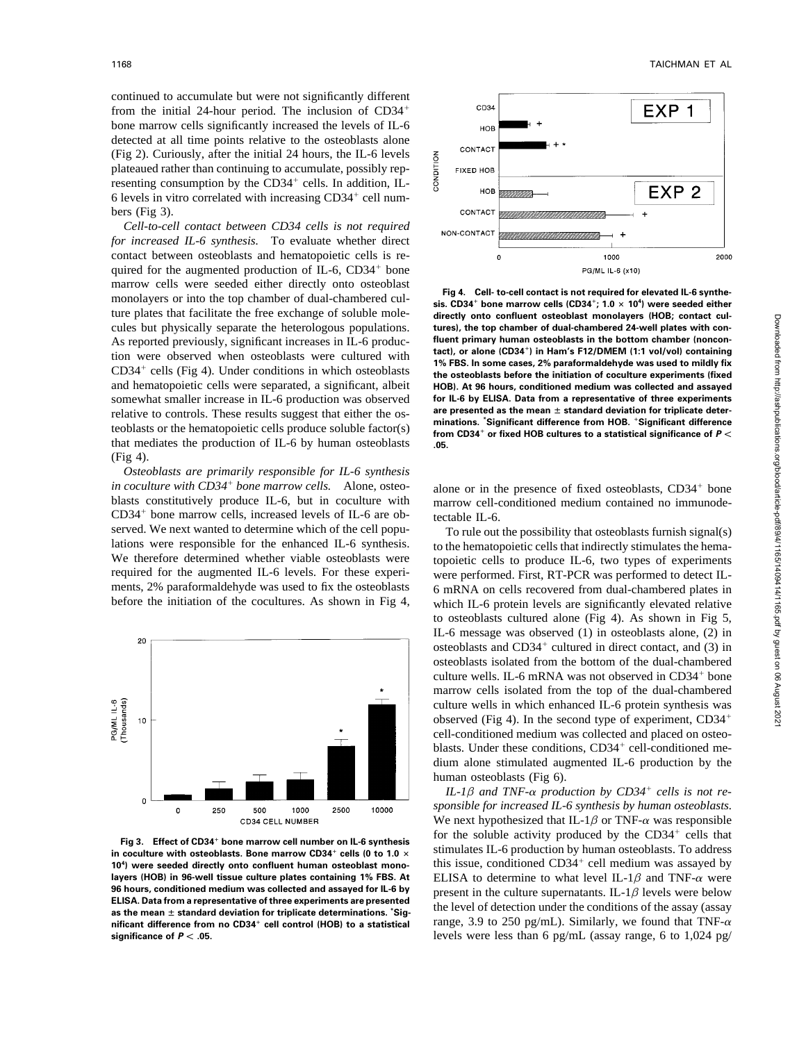continued to accumulate but were not significantly different from the initial 24-hour period. The inclusion of CD34$^+$ bone marrow cells significantly increased the levels of IL-6 detected at all time points relative to the osteoblasts alone (Fig 2). Curiously, after the initial 24 hours, the IL-6 levels plateaued rather than continuing to accumulate, possibly representing consumption by the CD34$^+$ cells. In addition, IL-6 levels in vitro correlated with increasing CD34$^+$ cell numbers (Fig 3).

*Cell-to-cell contact between CD34 cells is not required for increased IL-6 synthesis.* To evaluate whether direct contact between osteoblasts and hematopoietic cells is required for the augmented production of IL-6, CD34$^+$ bone marrow cells were seeded either directly onto osteoblast monolayers or into the top chamber of dual-chambered culture plates that facilitate the free exchange of soluble molecules but physically separate the heterologous populations. As reported previously, significant increases in IL-6 production were observed when osteoblasts were cultured with CD34$^+$ cells (Fig 4). Under conditions in which osteoblasts and hematopoietic cells were separated, a significant, albeit somewhat smaller increase in IL-6 production was observed relative to controls. These results suggest that either the osteoblasts or the hematopoietic cells produce soluble factor(s) that mediates the production of IL-6 by human osteoblasts (Fig 4).

*Osteoblasts are primarily responsible for IL-6 synthesis in coculture with CD34$^+$ bone marrow cells.* Alone, osteoblasts constitutively produce IL-6, but in coculture with CD34$^+$ bone marrow cells, increased levels of IL-6 are observed. We next wanted to determine which of the cell populations were responsible for the enhanced IL-6 synthesis. We therefore determined whether viable osteoblasts were required for the augmented IL-6 levels. For these experiments, 2% paraformaldehyde was used to fix the osteoblasts before the initiation of the cocultures. As shown in Fig 4, alone or in the presence of fixed osteoblasts, CD34$^+$ bone marrow cell-conditioned medium contained no immunodetectable IL-6.

**Fig 4. Cell- to-cell contact is not required for elevated IL-6 synthesis. CD34$^+$ bone marrow cells (CD34$^+$; $1.0 \times 10^4$) were seeded either directly onto confluent osteoblast monolayers (HOB; contact cultures), the top chamber of dual-chambered 24-well plates with confluent primary human osteoblasts in the bottom chamber (noncontact), or alone (CD34$^+$) in Ham's F12/DMEM (1:1 vol/vol) containing 1% FBS. In some cases, 2% paraformaldehyde was used to mildly fix the osteoblasts before the initiation of coculture experiments (fixed HOB). At 96 hours, conditioned medium was collected and assayed for IL-6 by ELISA. Data from a representative of three experiments are presented as the mean ± standard deviation for triplicate determinations. *Significant difference from HOB. +Significant difference from CD34$^+$ or fixed HOB cultures to a statistical significance of $P < .05$.**

**Fig 3. Effect of CD34$^+$ bone marrow cell number on IL-6 synthesis in coculture with osteoblasts. Bone marrow CD34$^+$ cells (0 to $1.0 \times 10^4$) were seeded directly onto confluent human osteoblast monolayers (HOB) in 96-well tissue culture plates containing 1% FBS. At 96 hours, conditioned medium was collected and assayed for IL-6 by ELISA. Data from a representative of three experiments are presented as the mean ± standard deviation for triplicate determinations. *Significant difference from no CD34$^+$ cell control (HOB) to a statistical significance of $P < .05$.**

To rule out the possibility that osteoblasts furnish signal(s) to the hematopoietic cells that indirectly stimulates the hematopoietic cells to produce IL-6, two types of experiments were performed. First, RT-PCR was performed to detect IL-6 mRNA on cells recovered from dual-chambered plates in which IL-6 protein levels are significantly elevated relative to osteoblasts cultured alone (Fig 4). As shown in Fig 5, IL-6 message was observed (1) in osteoblasts alone, (2) in osteoblasts and CD34$^+$ cultured in direct contact, and (3) in osteoblasts isolated from the bottom of the dual-chambered culture wells. IL-6 mRNA was not observed in CD34$^+$ bone marrow cells isolated from the top of the dual-chambered culture wells in which enhanced IL-6 protein synthesis was observed (Fig 4). In the second type of experiment, CD34$^+$ cell-conditioned medium was collected and placed on osteoblasts. Under these conditions, CD34$^+$ cell-conditioned medium alone stimulated augmented IL-6 production by the human osteoblasts (Fig 6).

*IL-1β and TNF-α production by CD34$^+$ cells is not responsible for increased IL-6 synthesis by human osteoblasts.* We next hypothesized that IL-1β or TNF-α was responsible for the soluble activity produced by the CD34$^+$ cells that stimulates IL-6 production by human osteoblasts. To address this issue, conditioned CD34$^+$ cell medium was assayed by ELISA to determine to what level IL-1β and TNF-α were present in the culture supernatants. IL-1β levels were below the level of detection under the conditions of the assay (assay range, 3.9 to 250 pg/mL). Similarly, we found that TNF-α levels were less than 6 pg/mL (assay range, 6 to 1,024 pg/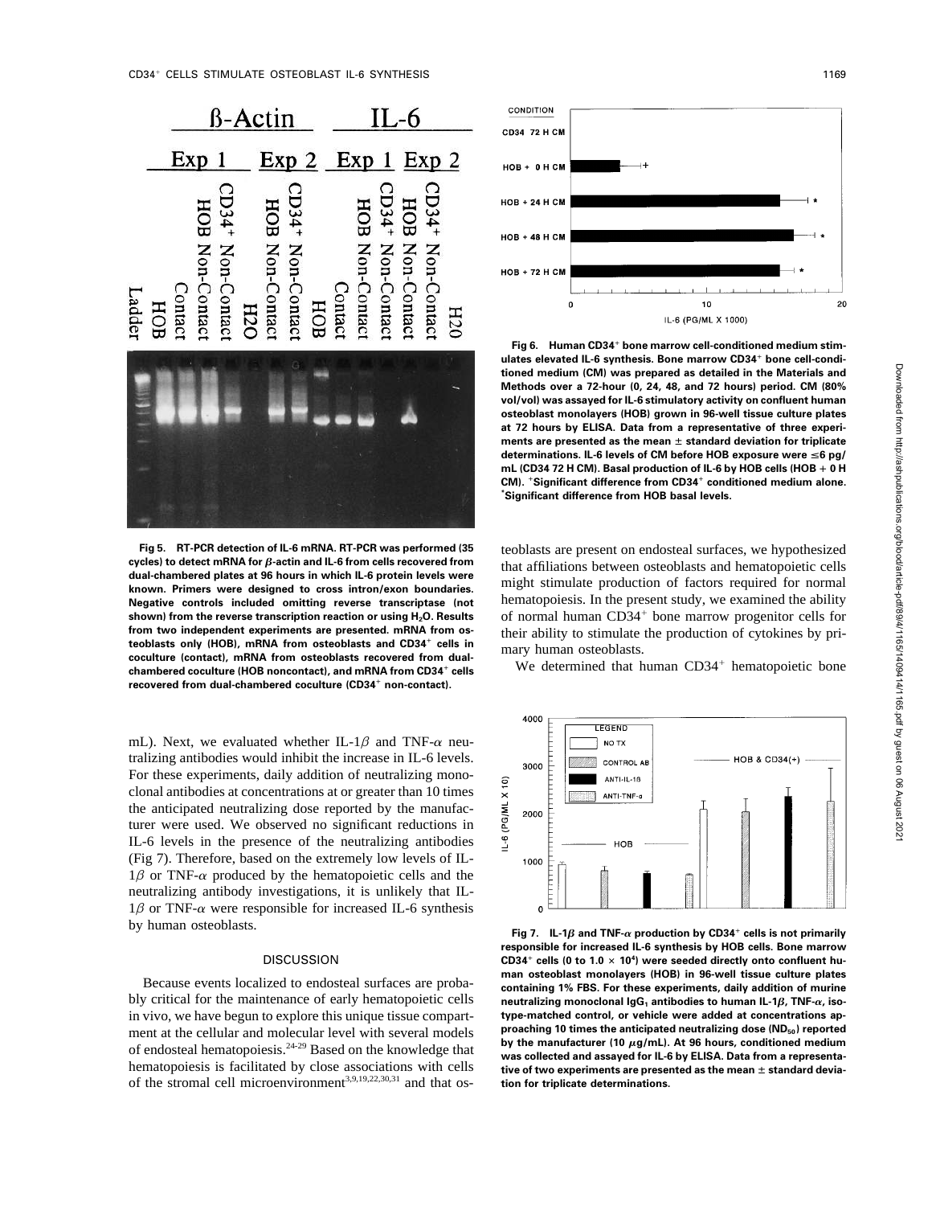Fig 5. RT-PCR detection of IL-6 mRNA. RT-PCR was performed (35 cycles) to detect mRNA for β-actin and IL-6 from cells recovered from dual-chambered plates at 96 hours in which IL-6 protein levels were known. Primers were designed to cross intron/exon boundaries. Negative controls included omitting reverse transcriptase (not shown) from the reverse transcription reaction or using $H_2O$. Results from two independent experiments are presented. mRNA from osteoblasts only (HOB), mRNA from osteoblasts and $CD34^+$ cells in coculture (contact), mRNA from osteoblasts recovered from dual-chambered coculture (HOB noncontact), and mRNA from $CD34^+$ cells recovered from dual-chambered coculture ($CD34^+$ non-contact).

Fig 6. Human $CD34^+$ bone marrow cell-conditioned medium stimulates elevated IL-6 synthesis. Bone marrow $CD34^+$ bone cell-conditioned medium (CM) was prepared as detailed in the Materials and Methods over a 72-hour (0, 24, 48, and 72 hours) period. CM (80% vol/vol) was assayed for IL-6 stimulatory activity on confluent human osteoblast monolayers (HOB) grown in 96-well tissue culture plates at 72 hours by ELISA. Data from a representative of three experiments are presented as the mean ± standard deviation for triplicate determinations. IL-6 levels of CM before HOB exposure were ≤6 pg/mL (CD34 72 H CM). Basal production of IL-6 by HOB cells (HOB + 0 H CM). +Significant difference from $CD34^+$ conditioned medium alone. *Significant difference from HOB basal levels.

mL). Next, we evaluated whether IL-1β and TNF-α neutralizing antibodies would inhibit the increase in IL-6 levels. For these experiments, daily addition of neutralizing monoclonal antibodies at concentrations at or greater than 10 times the anticipated neutralizing dose reported by the manufacturer were used. We observed no significant reductions in IL-6 levels in the presence of the neutralizing antibodies (Fig 7). Therefore, based on the extremely low levels of IL-1β or TNF-α produced by the hematopoietic cells and the neutralizing antibody investigations, it is unlikely that IL-1β or TNF-α were responsible for increased IL-6 synthesis by human osteoblasts.

## DISCUSSION

Because events localized to endosteal surfaces are probably critical for the maintenance of early hematopoietic cells in vivo, we have begun to explore this unique tissue compartment at the cellular and molecular level with several models of endosteal hematopoiesis.[24-29] Based on the knowledge that hematopoiesis is facilitated by close associations with cells of the stromal cell microenvironment[3,9,19,22,30,31] and that osteoblasts are present on endosteal surfaces, we hypothesized that affiliations between osteoblasts and hematopoietic cells might stimulate production of factors required for normal hematopoiesis. In the present study, we examined the ability of normal human $CD34^+$ bone marrow progenitor cells for their ability to stimulate the production of cytokines by primary human osteoblasts.

We determined that human $CD34^+$ hematopoietic bone

Fig 7. IL-1β and TNF-α production by $CD34^+$ cells is not primarily responsible for increased IL-6 synthesis by HOB cells. Bone marrow $CD34^+$ cells (0 to $1.0 \times 10^4$) were seeded directly onto confluent human osteoblast monolayers (HOB) in 96-well tissue culture plates containing 1% FBS. For these experiments, daily addition of murine neutralizing monoclonal $IgG_1$ antibodies to human IL-1β, TNF-α, isotype-matched control, or vehicle were added at concentrations approaching 10 times the anticipated neutralizing dose ($ND_{50}$) reported by the manufacturer (10 μg/mL). At 96 hours, conditioned medium was collected and assayed for IL-6 by ELISA. Data from a representative of two experiments are presented as the mean ± standard deviation for triplicate determinations.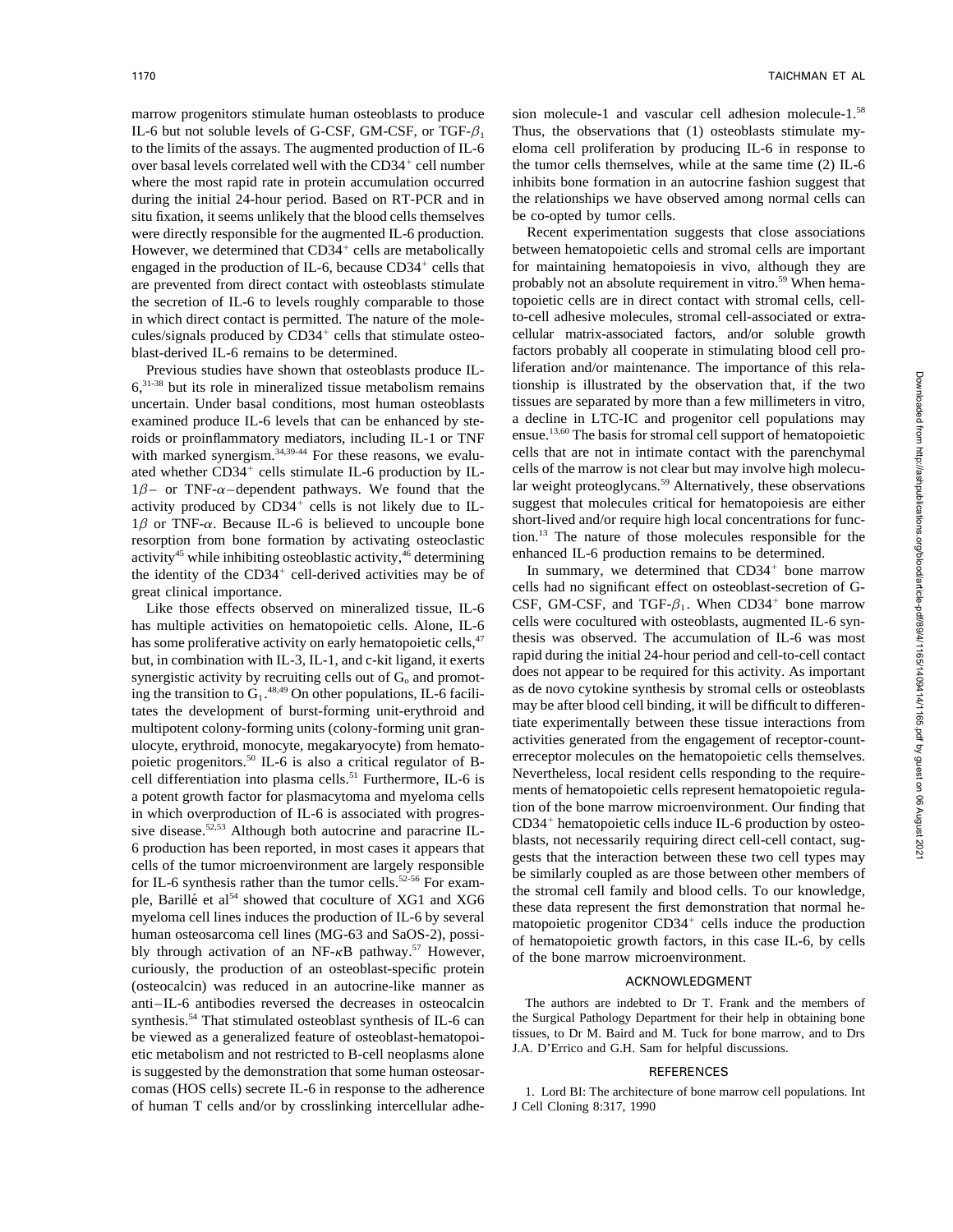marrow progenitors stimulate human osteoblasts to produce IL-6 but not soluble levels of G-CSF, GM-CSF, or TGF-$\beta_1$ to the limits of the assays. The augmented production of IL-6 over basal levels correlated well with the CD34$^+$ cell number where the most rapid rate in protein accumulation occurred during the initial 24-hour period. Based on RT-PCR and in situ fixation, it seems unlikely that the blood cells themselves were directly responsible for the augmented IL-6 production. However, we determined that CD34$^+$ cells are metabolically engaged in the production of IL-6, because CD34$^+$ cells that are prevented from direct contact with osteoblasts stimulate the secretion of IL-6 to levels roughly comparable to those in which direct contact is permitted. The nature of the molecules/signals produced by CD34$^+$ cells that stimulate osteoblast-derived IL-6 remains to be determined.

Previous studies have shown that osteoblasts produce IL-6,[31-38] but its role in mineralized tissue metabolism remains uncertain. Under basal conditions, most human osteoblasts examined produce IL-6 levels that can be enhanced by steroids or proinflammatory mediators, including IL-1 or TNF with marked synergism.[34,39-44] For these reasons, we evaluated whether CD34$^+$ cells stimulate IL-6 production by IL-1$\beta$– or TNF-$\alpha$–dependent pathways. We found that the activity produced by CD34$^+$ cells is not likely due to IL-1$\beta$ or TNF-$\alpha$. Because IL-6 is believed to uncouple bone resorption from bone formation by activating osteoclastic activity[45] while inhibiting osteoblastic activity,[46] determining the identity of the CD34$^+$ cell-derived activities may be of great clinical importance.

Like those effects observed on mineralized tissue, IL-6 has multiple activities on hematopoietic cells. Alone, IL-6 has some proliferative activity on early hematopoietic cells,[47] but, in combination with IL-3, IL-1, and c-kit ligand, it exerts synergistic activity by recruiting cells out of $G_o$ and promoting the transition to $G_1$.[48,49] On other populations, IL-6 facilitates the development of burst-forming unit-erythroid and multipotent colony-forming units (colony-forming unit granulocyte, erythroid, monocyte, megakaryocyte) from hematopoietic progenitors.[50] IL-6 is also a critical regulator of B-cell differentiation into plasma cells.[51] Furthermore, IL-6 is a potent growth factor for plasmacytoma and myeloma cells in which overproduction of IL-6 is associated with progressive disease.[52,53] Although both autocrine and paracrine IL-6 production has been reported, in most cases it appears that cells of the tumor microenvironment are largely responsible for IL-6 synthesis rather than the tumor cells.[52-56] For example, Barillé et al[54] showed that coculture of XG1 and XG6 myeloma cell lines induces the production of IL-6 by several human osteosarcoma cell lines (MG-63 and SaOS-2), possibly through activation of an NF-$\kappa$B pathway.[57] However, curiously, the production of an osteoblast-specific protein (osteocalcin) was reduced in an autocrine-like manner as anti–IL-6 antibodies reversed the decreases in osteocalcin synthesis.[54] That stimulated osteoblast synthesis of IL-6 can be viewed as a generalized feature of osteoblast-hematopoietic metabolism and not restricted to B-cell neoplasms alone is suggested by the demonstration that some human osteosarcomas (HOS cells) secrete IL-6 in response to the adherence of human T cells and/or by crosslinking intercellular adhesion molecule-1 and vascular cell adhesion molecule-1.[58] Thus, the observations that (1) osteoblasts stimulate myeloma cell proliferation by producing IL-6 in response to the tumor cells themselves, while at the same time (2) IL-6 inhibits bone formation in an autocrine fashion suggest that the relationships we have observed among normal cells can be co-opted by tumor cells.

Recent experimentation suggests that close associations between hematopoietic cells and stromal cells are important for maintaining hematopoiesis in vivo, although they are probably not an absolute requirement in vitro.[59] When hematopoietic cells are in direct contact with stromal cells, cell-to-cell adhesive molecules, stromal cell-associated or extracellular matrix-associated factors, and/or soluble growth factors probably all cooperate in stimulating blood cell proliferation and/or maintenance. The importance of this relationship is illustrated by the observation that, if the two tissues are separated by more than a few millimeters in vitro, a decline in LTC-IC and progenitor cell populations may ensue.[13,60] The basis for stromal cell support of hematopoietic cells that are not in intimate contact with the parenchymal cells of the marrow is not clear but may involve high molecular weight proteoglycans.[59] Alternatively, these observations suggest that molecules critical for hematopoiesis are either short-lived and/or require high local concentrations for function.[13] The nature of those molecules responsible for the enhanced IL-6 production remains to be determined.

In summary, we determined that CD34$^+$ bone marrow cells had no significant effect on osteoblast-secretion of G-CSF, GM-CSF, and TGF-$\beta_1$. When CD34$^+$ bone marrow cells were cocultured with osteoblasts, augmented IL-6 synthesis was observed. The accumulation of IL-6 was most rapid during the initial 24-hour period and cell-to-cell contact does not appear to be required for this activity. As important as de novo cytokine synthesis by stromal cells or osteoblasts may be after blood cell binding, it will be difficult to differentiate experimentally between these tissue interactions from activities generated from the engagement of receptor-counterreceptor molecules on the hematopoietic cells themselves. Nevertheless, local resident cells responding to the requirements of hematopoietic cells represent hematopoietic regulation of the bone marrow microenvironment. Our finding that CD34$^+$ hematopoietic cells induce IL-6 production by osteoblasts, not necessarily requiring direct cell-cell contact, suggests that the interaction between these two cell types may be similarly coupled as are those between other members of the stromal cell family and blood cells. To our knowledge, these data represent the first demonstration that normal hematopoietic progenitor CD34$^+$ cells induce the production of hematopoietic growth factors, in this case IL-6, by cells of the bone marrow microenvironment.

## ACKNOWLEDGMENT

The authors are indebted to Dr T. Frank and the members of the Surgical Pathology Department for their help in obtaining bone tissues, to Dr M. Baird and M. Tuck for bone marrow, and to Drs J.A. D'Errico and G.H. Sam for helpful discussions.

## REFERENCES

1. Lord BI: The architecture of bone marrow cell populations. Int J Cell Cloning 8:317, 1990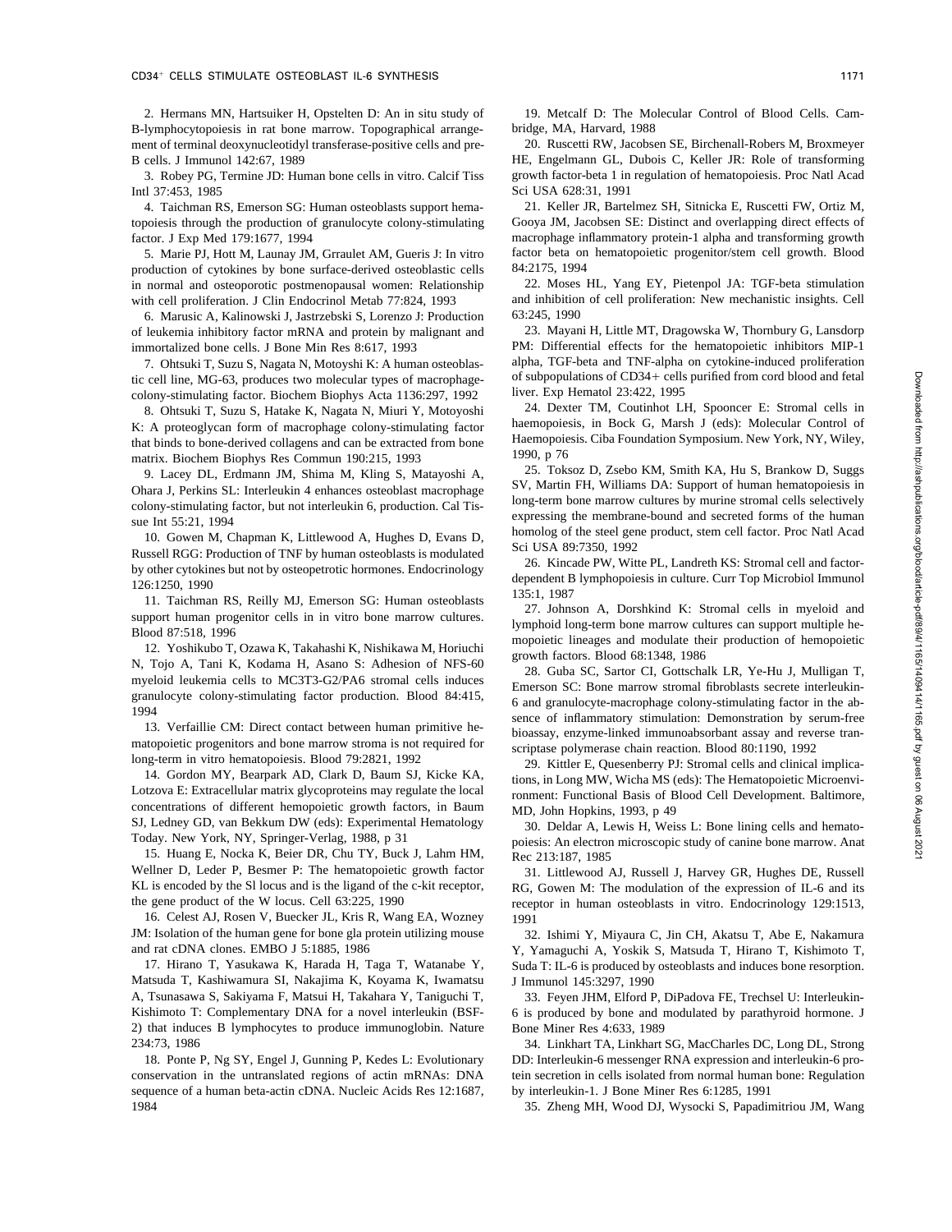2. Hermans MN, Hartsuiker H, Opstelten D: An in situ study of B-lymphocytopoiesis in rat bone marrow. Topographical arrangement of terminal deoxynucleotidyl transferase-positive cells and pre-B cells. J Immunol 142:67, 1989

3. Robey PG, Termine JD: Human bone cells in vitro. Calcif Tiss Intl 37:453, 1985

4. Taichman RS, Emerson SG: Human osteoblasts support hematopoiesis through the production of granulocyte colony-stimulating factor. J Exp Med 179:1677, 1994

5. Marie PJ, Hott M, Launay JM, Grraulet AM, Gueris J: In vitro production of cytokines by bone surface-derived osteoblastic cells in normal and osteoporotic postmenopausal women: Relationship with cell proliferation. J Clin Endocrinol Metab 77:824, 1993

6. Marusic A, Kalinowski J, Jastrzebski S, Lorenzo J: Production of leukemia inhibitory factor mRNA and protein by malignant and immortalized bone cells. J Bone Min Res 8:617, 1993

7. Ohtsuki T, Suzu S, Nagata N, Motoyshi K: A human osteoblastic cell line, MG-63, produces two molecular types of macrophage-colony-stimulating factor. Biochem Biophys Acta 1136:297, 1992

8. Ohtsuki T, Suzu S, Hatake K, Nagata N, Miuri Y, Motoyoshi K: A proteoglycan form of macrophage colony-stimulating factor that binds to bone-derived collagens and can be extracted from bone matrix. Biochem Biophys Res Commun 190:215, 1993

9. Lacey DL, Erdmann JM, Shima M, Kling S, Matayoshi A, Ohara J, Perkins SL: Interleukin 4 enhances osteoblast macrophage colony-stimulating factor, but not interleukin 6, production. Cal Tissue Int 55:21, 1994

10. Gowen M, Chapman K, Littlewood A, Hughes D, Evans D, Russell RGG: Production of TNF by human osteoblasts is modulated by other cytokines but not by osteopetrotic hormones. Endocrinology 126:1250, 1990

11. Taichman RS, Reilly MJ, Emerson SG: Human osteoblasts support human progenitor cells in in vitro bone marrow cultures. Blood 87:518, 1996

12. Yoshikubo T, Ozawa K, Takahashi K, Nishikawa M, Horiuchi N, Tojo A, Tani K, Kodama H, Asano S: Adhesion of NFS-60 myeloid leukemia cells to MC3T3-G2/PA6 stromal cells induces granulocyte colony-stimulating factor production. Blood 84:415, 1994

13. Verfaillie CM: Direct contact between human primitive hematopoietic progenitors and bone marrow stroma is not required for long-term in vitro hematopoiesis. Blood 79:2821, 1992

14. Gordon MY, Bearpark AD, Clark D, Baum SJ, Kicke KA, Lotzova E: Extracellular matrix glycoproteins may regulate the local concentrations of different hemopoietic growth factors, in Baum SJ, Ledney GD, van Bekkum DW (eds): Experimental Hematology Today. New York, NY, Springer-Verlag, 1988, p 31

15. Huang E, Nocka K, Beier DR, Chu TY, Buck J, Lahm HM, Wellner D, Leder P, Besmer P: The hematopoietic growth factor KL is encoded by the Sl locus and is the ligand of the c-kit receptor, the gene product of the W locus. Cell 63:225, 1990

16. Celest AJ, Rosen V, Buecker JL, Kris R, Wang EA, Wozney JM: Isolation of the human gene for bone gla protein utilizing mouse and rat cDNA clones. EMBO J 5:1885, 1986

17. Hirano T, Yasukawa K, Harada H, Taga T, Watanabe Y, Matsuda T, Kashiwamura SI, Nakajima K, Koyama K, Iwamatsu A, Tsunasawa S, Sakiyama F, Matsui H, Takahara Y, Taniguchi T, Kishimoto T: Complementary DNA for a novel interleukin (BSF-2) that induces B lymphocytes to produce immunoglobin. Nature 234:73, 1986

18. Ponte P, Ng SY, Engel J, Gunning P, Kedes L: Evolutionary conservation in the untranslated regions of actin mRNAs: DNA sequence of a human beta-actin cDNA. Nucleic Acids Res 12:1687, 1984

19. Metcalf D: The Molecular Control of Blood Cells. Cambridge, MA, Harvard, 1988

20. Ruscetti RW, Jacobsen SE, Birchenall-Robers M, Broxmeyer HE, Engelmann GL, Dubois C, Keller JR: Role of transforming growth factor-beta 1 in regulation of hematopoiesis. Proc Natl Acad Sci USA 628:31, 1991

21. Keller JR, Bartelmez SH, Sitnicka E, Ruscetti FW, Ortiz M, Gooya JM, Jacobsen SE: Distinct and overlapping direct effects of macrophage inflammatory protein-1 alpha and transforming growth factor beta on hematopoietic progenitor/stem cell growth. Blood 84:2175, 1994

22. Moses HL, Yang EY, Pietenpol JA: TGF-beta stimulation and inhibition of cell proliferation: New mechanistic insights. Cell 63:245, 1990

23. Mayani H, Little MT, Dragowska W, Thornbury G, Lansdorp PM: Differential effects for the hematopoietic inhibitors MIP-1 alpha, TGF-beta and TNF-alpha on cytokine-induced proliferation of subpopulations of CD34+ cells purified from cord blood and fetal liver. Exp Hematol 23:422, 1995

24. Dexter TM, Coutinhot LH, Spooncer E: Stromal cells in haemopoiesis, in Bock G, Marsh J (eds): Molecular Control of Haemopoiesis. Ciba Foundation Symposium. New York, NY, Wiley, 1990, p 76

25. Toksoz D, Zsebo KM, Smith KA, Hu S, Brankow D, Suggs SV, Martin FH, Williams DA: Support of human hematopoiesis in long-term bone marrow cultures by murine stromal cells selectively expressing the membrane-bound and secreted forms of the human homolog of the steel gene product, stem cell factor. Proc Natl Acad Sci USA 89:7350, 1992

26. Kincade PW, Witte PL, Landreth KS: Stromal cell and factor-dependent B lymphopoiesis in culture. Curr Top Microbiol Immunol 135:1, 1987

27. Johnson A, Dorshkind K: Stromal cells in myeloid and lymphoid long-term bone marrow cultures can support multiple hemopoietic lineages and modulate their production of hemopoietic growth factors. Blood 68:1348, 1986

28. Guba SC, Sartor CI, Gottschalk LR, Ye-Hu J, Mulligan T, Emerson SC: Bone marrow stromal fibroblasts secrete interleukin-6 and granulocyte-macrophage colony-stimulating factor in the absence of inflammatory stimulation: Demonstration by serum-free bioassay, enzyme-linked immunoabsorbant assay and reverse transcriptase polymerase chain reaction. Blood 80:1190, 1992

29. Kittler E, Quesenberry PJ: Stromal cells and clinical implications, in Long MW, Wicha MS (eds): The Hematopoietic Microenvironment: Functional Basis of Blood Cell Development. Baltimore, MD, John Hopkins, 1993, p 49

30. Deldar A, Lewis H, Weiss L: Bone lining cells and hematopoiesis: An electron microscopic study of canine bone marrow. Anat Rec 213:187, 1985

31. Littlewood AJ, Russell J, Harvey GR, Hughes DE, Russell RG, Gowen M: The modulation of the expression of IL-6 and its receptor in human osteoblasts in vitro. Endocrinology 129:1513, 1991

32. Ishimi Y, Miyaura C, Jin CH, Akatsu T, Abe E, Nakamura Y, Yamaguchi A, Yoskik S, Matsuda T, Hirano T, Kishimoto T, Suda T: IL-6 is produced by osteoblasts and induces bone resorption. J Immunol 145:3297, 1990

33. Feyen JHM, Elford P, DiPadova FE, Trechsel U: Interleukin-6 is produced by bone and modulated by parathyroid hormone. J Bone Miner Res 4:633, 1989

34. Linkhart TA, Linkhart SG, MacCharles DC, Long DL, Strong DD: Interleukin-6 messenger RNA expression and interleukin-6 protein secretion in cells isolated from normal human bone: Regulation by interleukin-1. J Bone Miner Res 6:1285, 1991

35. Zheng MH, Wood DJ, Wysocki S, Papadimitriou JM, Wang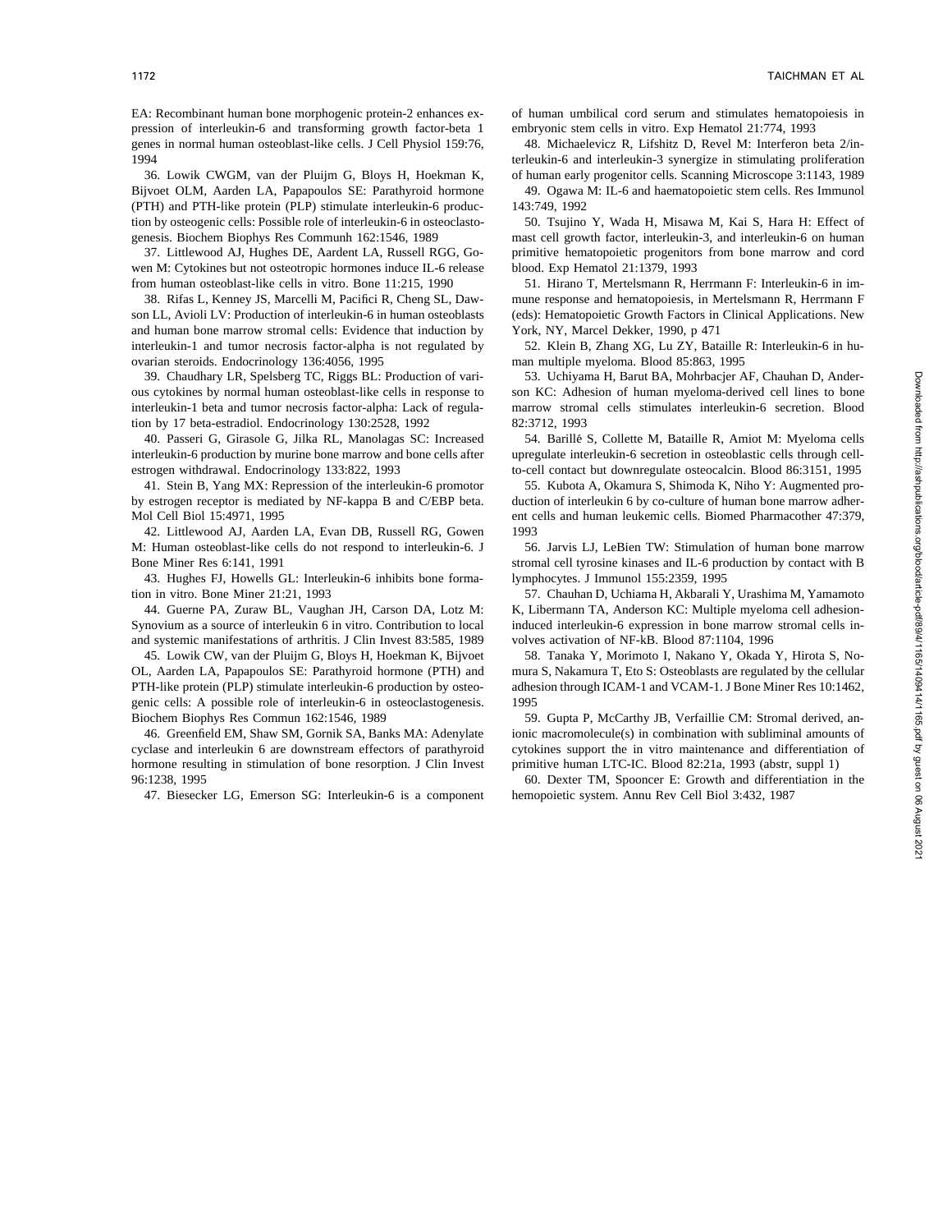EA: Recombinant human bone morphogenic protein-2 enhances expression of interleukin-6 and transforming growth factor-beta 1 genes in normal human osteoblast-like cells. J Cell Physiol 159:76, 1994

36. Lowik CWGM, van der Pluijm G, Bloys H, Hoekman K, Bijvoet OLM, Aarden LA, Papapoulos SE: Parathyroid hormone (PTH) and PTH-like protein (PLP) stimulate interleukin-6 production by osteogenic cells: Possible role of interleukin-6 in osteoclastogenesis. Biochem Biophys Res Communh 162:1546, 1989

37. Littlewood AJ, Hughes DE, Aardent LA, Russell RGG, Gowen M: Cytokines but not osteotropic hormones induce IL-6 release from human osteoblast-like cells in vitro. Bone 11:215, 1990

38. Rifas L, Kenney JS, Marcelli M, Pacifici R, Cheng SL, Dawson LL, Avioli LV: Production of interleukin-6 in human osteoblasts and human bone marrow stromal cells: Evidence that induction by interleukin-1 and tumor necrosis factor-alpha is not regulated by ovarian steroids. Endocrinology 136:4056, 1995

39. Chaudhary LR, Spelsberg TC, Riggs BL: Production of various cytokines by normal human osteoblast-like cells in response to interleukin-1 beta and tumor necrosis factor-alpha: Lack of regulation by 17 beta-estradiol. Endocrinology 130:2528, 1992

40. Passeri G, Girasole G, Jilka RL, Manolagas SC: Increased interleukin-6 production by murine bone marrow and bone cells after estrogen withdrawal. Endocrinology 133:822, 1993

41. Stein B, Yang MX: Repression of the interleukin-6 promotor by estrogen receptor is mediated by NF-kappa B and C/EBP beta. Mol Cell Biol 15:4971, 1995

42. Littlewood AJ, Aarden LA, Evan DB, Russell RG, Gowen M: Human osteoblast-like cells do not respond to interleukin-6. J Bone Miner Res 6:141, 1991

43. Hughes FJ, Howells GL: Interleukin-6 inhibits bone formation in vitro. Bone Miner 21:21, 1993

44. Guerne PA, Zuraw BL, Vaughan JH, Carson DA, Lotz M: Synovium as a source of interleukin 6 in vitro. Contribution to local and systemic manifestations of arthritis. J Clin Invest 83:585, 1989

45. Lowik CW, van der Pluijm G, Bloys H, Hoekman K, Bijvoet OL, Aarden LA, Papapoulos SE: Parathyroid hormone (PTH) and PTH-like protein (PLP) stimulate interleukin-6 production by osteogenic cells: A possible role of interleukin-6 in osteoclastogenesis. Biochem Biophys Res Commun 162:1546, 1989

46. Greenfield EM, Shaw SM, Gornik SA, Banks MA: Adenylate cyclase and interleukin 6 are downstream effectors of parathyroid hormone resulting in stimulation of bone resorption. J Clin Invest 96:1238, 1995

47. Biesecker LG, Emerson SG: Interleukin-6 is a component of human umbilical cord serum and stimulates hematopoiesis in embryonic stem cells in vitro. Exp Hematol 21:774, 1993

48. Michaelevicz R, Lifshitz D, Revel M: Interferon beta 2/interleukin-6 and interleukin-3 synergize in stimulating proliferation of human early progenitor cells. Scanning Microscope 3:1143, 1989

49. Ogawa M: IL-6 and haematopoietic stem cells. Res Immunol 143:749, 1992

50. Tsujino Y, Wada H, Misawa M, Kai S, Hara H: Effect of mast cell growth factor, interleukin-3, and interleukin-6 on human primitive hematopoietic progenitors from bone marrow and cord blood. Exp Hematol 21:1379, 1993

51. Hirano T, Mertelsmann R, Herrmann F: Interleukin-6 in immune response and hematopoiesis, in Mertelsmann R, Herrmann F (eds): Hematopoietic Growth Factors in Clinical Applications. New York, NY, Marcel Dekker, 1990, p 471

52. Klein B, Zhang XG, Lu ZY, Bataille R: Interleukin-6 in human multiple myeloma. Blood 85:863, 1995

53. Uchiyama H, Barut BA, Mohrbacjer AF, Chauhan D, Anderson KC: Adhesion of human myeloma-derived cell lines to bone marrow stromal cells stimulates interleukin-6 secretion. Blood 82:3712, 1993

54. Barillé S, Collette M, Bataille R, Amiot M: Myeloma cells upregulate interleukin-6 secretion in osteoblastic cells through cell-to-cell contact but downregulate osteocalcin. Blood 86:3151, 1995

55. Kubota A, Okamura S, Shimoda K, Niho Y: Augmented production of interleukin 6 by co-culture of human bone marrow adherent cells and human leukemic cells. Biomed Pharmacother 47:379, 1993

56. Jarvis LJ, LeBien TW: Stimulation of human bone marrow stromal cell tyrosine kinases and IL-6 production by contact with B lymphocytes. J Immunol 155:2359, 1995

57. Chauhan D, Uchiama H, Akbarali Y, Urashima M, Yamamoto K, Libermann TA, Anderson KC: Multiple myeloma cell adhesion-induced interleukin-6 expression in bone marrow stromal cells involves activation of NF-kB. Blood 87:1104, 1996

58. Tanaka Y, Morimoto I, Nakano Y, Okada Y, Hirota S, Nomura S, Nakamura T, Eto S: Osteoblasts are regulated by the cellular adhesion through ICAM-1 and VCAM-1. J Bone Miner Res 10:1462, 1995

59. Gupta P, McCarthy JB, Verfaillie CM: Stromal derived, anionic macromolecule(s) in combination with subliminal amounts of cytokines support the in vitro maintenance and differentiation of primitive human LTC-IC. Blood 82:21a, 1993 (abstr, suppl 1)

60. Dexter TM, Spooncer E: Growth and differentiation in the hemopoietic system. Annu Rev Cell Biol 3:432, 1987